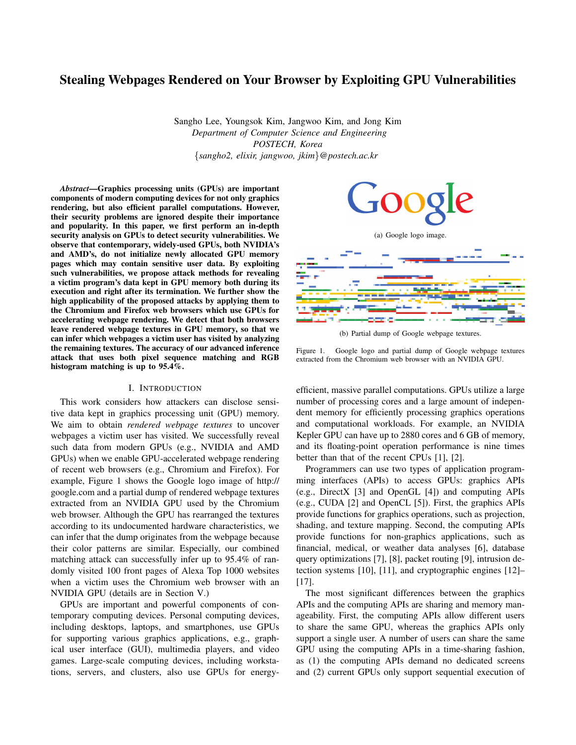# Stealing Webpages Rendered on Your Browser by Exploiting GPU Vulnerabilities

Sangho Lee, Youngsok Kim, Jangwoo Kim, and Jong Kim
*Department of Computer Science and Engineering*
*POSTECH, Korea*
{*sangho2, elixir, jangwoo, jkim*}*@postech.ac.kr*

***Abstract*—Graphics processing units (GPUs) are important components of modern computing devices for not only graphics rendering, but also efficient parallel computations. However, their security problems are ignored despite their importance and popularity. In this paper, we first perform an in-depth security analysis on GPUs to detect security vulnerabilities. We observe that contemporary, widely-used GPUs, both NVIDIA's and AMD's, do not initialize newly allocated GPU memory pages which may contain sensitive user data. By exploiting such vulnerabilities, we propose attack methods for revealing a victim program's data kept in GPU memory both during its execution and right after its termination. We further show the high applicability of the proposed attacks by applying them to the Chromium and Firefox web browsers which use GPUs for accelerating webpage rendering. We detect that both browsers leave rendered webpage textures in GPU memory, so that we can infer which webpages a victim user has visited by analyzing the remaining textures. The accuracy of our advanced inference attack that uses both pixel sequence matching and RGB histogram matching is up to 95.4%.**

(a) Google logo image.

(b) Partial dump of Google webpage textures.

Figure 1. Google logo and partial dump of Google webpage textures extracted from the Chromium web browser with an NVIDIA GPU.

## I. Introduction

This work considers how attackers can disclose sensitive data kept in graphics processing unit (GPU) memory. We aim to obtain *rendered webpage textures* to uncover webpages a victim user has visited. We successfully reveal such data from modern GPUs (e.g., NVIDIA and AMD GPUs) when we enable GPU-accelerated webpage rendering of recent web browsers (e.g., Chromium and Firefox). For example, Figure 1 shows the Google logo image of http://google.com and a partial dump of rendered webpage textures extracted from an NVIDIA GPU used by the Chromium web browser. Although the GPU has rearranged the textures according to its undocumented hardware characteristics, we can infer that the dump originates from the webpage because their color patterns are similar. Especially, our combined matching attack can successfully infer up to 95.4% of randomly visited 100 front pages of Alexa Top 1000 websites when a victim uses the Chromium web browser with an NVIDIA GPU (details are in Section V.)

GPUs are important and powerful components of contemporary computing devices. Personal computing devices, including desktops, laptops, and smartphones, use GPUs for supporting various graphics applications, e.g., graphical user interface (GUI), multimedia players, and video games. Large-scale computing devices, including workstations, servers, and clusters, also use GPUs for energy-efficient, massive parallel computations. GPUs utilize a large number of processing cores and a large amount of independent memory for efficiently processing graphics operations and computational workloads. For example, an NVIDIA Kepler GPU can have up to 2880 cores and 6 GB of memory, and its floating-point operation performance is nine times better than that of the recent CPUs [1], [2].

Programmers can use two types of application programming interfaces (APIs) to access GPUs: graphics APIs (e.g., DirectX [3] and OpenGL [4]) and computing APIs (e.g., CUDA [2] and OpenCL [5]). First, the graphics APIs provide functions for graphics operations, such as projection, shading, and texture mapping. Second, the computing APIs provide functions for non-graphics applications, such as financial, medical, or weather data analyses [6], database query optimizations [7], [8], packet routing [9], intrusion detection systems [10], [11], and cryptographic engines [12]–[17].

The most significant differences between the graphics APIs and the computing APIs are sharing and memory manageability. First, the computing APIs allow different users to share the same GPU, whereas the graphics APIs only support a single user. A number of users can share the same GPU using the computing APIs in a time-sharing fashion, as (1) the computing APIs demand no dedicated screens and (2) current GPUs only support sequential execution of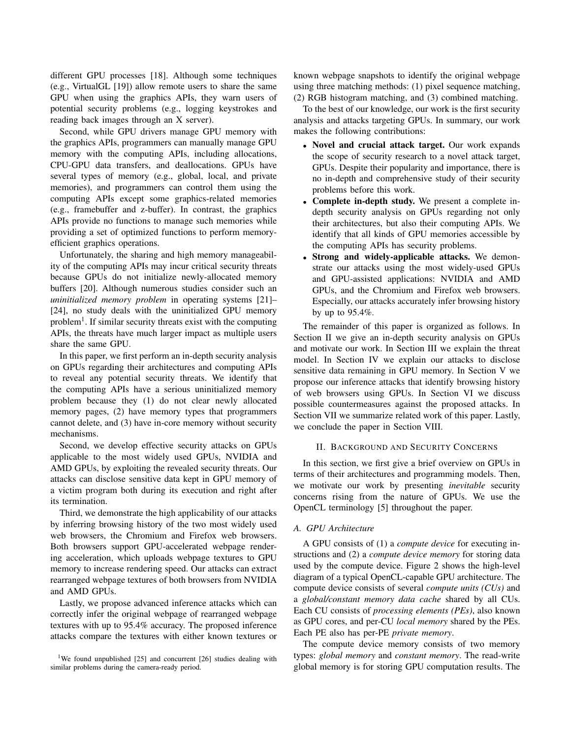different GPU processes [18]. Although some techniques (e.g., VirtualGL [19]) allow remote users to share the same GPU when using the graphics APIs, they warn users of potential security problems (e.g., logging keystrokes and reading back images through an X server).

Second, while GPU drivers manage GPU memory with the graphics APIs, programmers can manually manage GPU memory with the computing APIs, including allocations, CPU-GPU data transfers, and deallocations. GPUs have several types of memory (e.g., global, local, and private memories), and programmers can control them using the computing APIs except some graphics-related memories (e.g., framebuffer and z-buffer). In contrast, the graphics APIs provide no functions to manage such memories while providing a set of optimized functions to perform memory-efficient graphics operations.

Unfortunately, the sharing and high memory manageability of the computing APIs may incur critical security threats because GPUs do not initialize newly-allocated memory buffers [20]. Although numerous studies consider such an *uninitialized memory problem* in operating systems [21]–[24], no study deals with the uninitialized GPU memory problem[1]. If similar security threats exist with the computing APIs, the threats have much larger impact as multiple users share the same GPU.

In this paper, we first perform an in-depth security analysis on GPUs regarding their architectures and computing APIs to reveal any potential security threats. We identify that the computing APIs have a serious uninitialized memory problem because they (1) do not clear newly allocated memory pages, (2) have memory types that programmers cannot delete, and (3) have in-core memory without security mechanisms.

Second, we develop effective security attacks on GPUs applicable to the most widely used GPUs, NVIDIA and AMD GPUs, by exploiting the revealed security threats. Our attacks can disclose sensitive data kept in GPU memory of a victim program both during its execution and right after its termination.

Third, we demonstrate the high applicability of our attacks by inferring browsing history of the two most widely used web browsers, the Chromium and Firefox web browsers. Both browsers support GPU-accelerated webpage rendering acceleration, which uploads webpage textures to GPU memory to increase rendering speed. Our attacks can extract rearranged webpage textures of both browsers from NVIDIA and AMD GPUs.

Lastly, we propose advanced inference attacks which can correctly infer the original webpage of rearranged webpage textures with up to 95.4% accuracy. The proposed inference attacks compare the textures with either known textures or known webpage snapshots to identify the original webpage using three matching methods: (1) pixel sequence matching, (2) RGB histogram matching, and (3) combined matching.

To the best of our knowledge, our work is the first security analysis and attacks targeting GPUs. In summary, our work makes the following contributions:

- **Novel and crucial attack target.** Our work expands the scope of security research to a novel attack target, GPUs. Despite their popularity and importance, there is no in-depth and comprehensive study of their security problems before this work.
- **Complete in-depth study.** We present a complete in-depth security analysis on GPUs regarding not only their architectures, but also their computing APIs. We identify that all kinds of GPU memories accessible by the computing APIs has security problems.
- **Strong and widely-applicable attacks.** We demonstrate our attacks using the most widely-used GPUs and GPU-assisted applications: NVIDIA and AMD GPUs, and the Chromium and Firefox web browsers. Especially, our attacks accurately infer browsing history by up to 95.4%.

The remainder of this paper is organized as follows. In Section II we give an in-depth security analysis on GPUs and motivate our work. In Section III we explain the threat model. In Section IV we explain our attacks to disclose sensitive data remaining in GPU memory. In Section V we propose our inference attacks that identify browsing history of web browsers using GPUs. In Section VI we discuss possible countermeasures against the proposed attacks. In Section VII we summarize related work of this paper. Lastly, we conclude the paper in Section VIII.

## II. Background and Security Concerns

In this section, we first give a brief overview on GPUs in terms of their architectures and programming models. Then, we motivate our work by presenting *inevitable* security concerns rising from the nature of GPUs. We use the OpenCL terminology [5] throughout the paper.

### A. GPU Architecture

A GPU consists of (1) a *compute device* for executing instructions and (2) a *compute device memory* for storing data used by the compute device. Figure 2 shows the high-level diagram of a typical OpenCL-capable GPU architecture. The compute device consists of several *compute units (CUs)* and a *global/constant memory data cache* shared by all CUs. Each CU consists of *processing elements (PEs)*, also known as GPU cores, and per-CU *local memory* shared by the PEs. Each PE also has per-PE *private memory*.

The compute device memory consists of two memory types: *global memory* and *constant memory*. The read-write global memory is for storing GPU computation results. The

[1] We found unpublished [25] and concurrent [26] studies dealing with similar problems during the camera-ready period.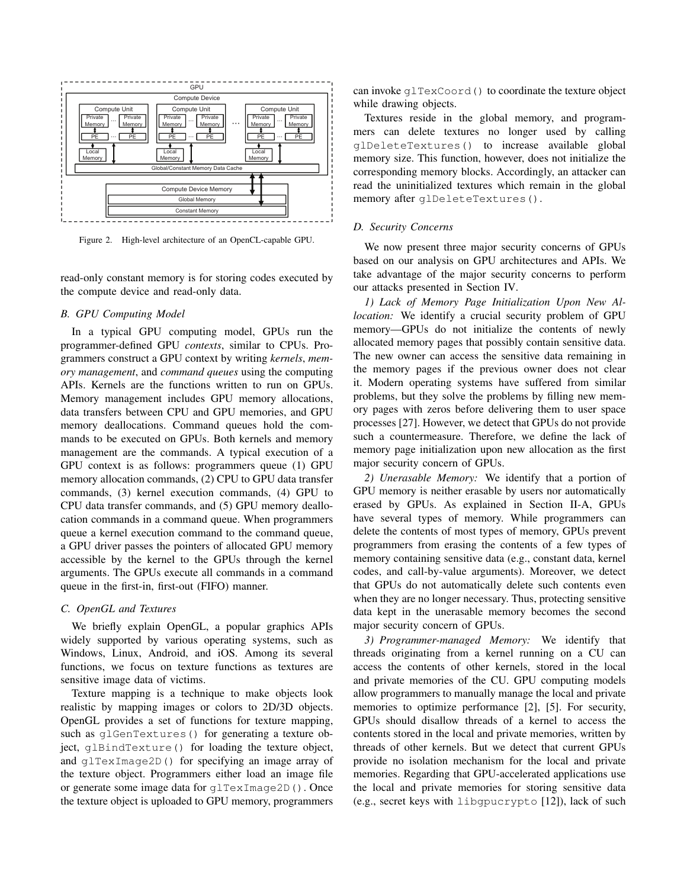Figure 2. High-level architecture of an OpenCL-capable GPU.

read-only constant memory is for storing codes executed by the compute device and read-only data.

### B. GPU Computing Model

In a typical GPU computing model, GPUs run the programmer-defined GPU *contexts*, similar to CPUs. Programmers construct a GPU context by writing *kernels*, *memory management*, and *command queues* using the computing APIs. Kernels are the functions written to run on GPUs. Memory management includes GPU memory allocations, data transfers between CPU and GPU memories, and GPU memory deallocations. Command queues hold the commands to be executed on GPUs. Both kernels and memory management are the commands. A typical execution of a GPU context is as follows: programmers queue (1) GPU memory allocation commands, (2) CPU to GPU data transfer commands, (3) kernel execution commands, (4) GPU to CPU data transfer commands, and (5) GPU memory deallocation commands in a command queue. When programmers queue a kernel execution command to the command queue, a GPU driver passes the pointers of allocated GPU memory accessible by the kernel to the GPUs through the kernel arguments. The GPUs execute all commands in a command queue in the first-in, first-out (FIFO) manner.

### C. OpenGL and Textures

We briefly explain OpenGL, a popular graphics APIs widely supported by various operating systems, such as Windows, Linux, Android, and iOS. Among its several functions, we focus on texture functions as textures are sensitive image data of victims.

Texture mapping is a technique to make objects look realistic by mapping images or colors to 2D/3D objects. OpenGL provides a set of functions for texture mapping, such as `glGenTextures()` for generating a texture object, `glBindTexture()` for loading the texture object, and `glTexImage2D()` for specifying an image array of the texture object. Programmers either load an image file or generate some image data for `glTexImage2D()`. Once the texture object is uploaded to GPU memory, programmers can invoke `glTexCoord()` to coordinate the texture object while drawing objects.

Textures reside in the global memory, and programmers can delete textures no longer used by calling `glDeleteTextures()` to increase available global memory size. This function, however, does not initialize the corresponding memory blocks. Accordingly, an attacker can read the uninitialized textures which remain in the global memory after `glDeleteTextures()`.

### D. Security Concerns

We now present three major security concerns of GPUs based on our analysis on GPU architectures and APIs. We take advantage of the major security concerns to perform our attacks presented in Section IV.

*1) Lack of Memory Page Initialization Upon New Allocation:* We identify a crucial security problem of GPU memory—GPUs do not initialize the contents of newly allocated memory pages that possibly contain sensitive data. The new owner can access the sensitive data remaining in the memory pages if the previous owner does not clear it. Modern operating systems have suffered from similar problems, but they solve the problems by filling new memory pages with zeros before delivering them to user space processes [27]. However, we detect that GPUs do not provide such a countermeasure. Therefore, we define the lack of memory page initialization upon new allocation as the first major security concern of GPUs.

*2) Unerasable Memory:* We identify that a portion of GPU memory is neither erasable by users nor automatically erased by GPUs. As explained in Section II-A, GPUs have several types of memory. While programmers can delete the contents of most types of memory, GPUs prevent programmers from erasing the contents of a few types of memory containing sensitive data (e.g., constant data, kernel codes, and call-by-value arguments). Moreover, we detect that GPUs do not automatically delete such contents even when they are no longer necessary. Thus, protecting sensitive data kept in the unerasable memory becomes the second major security concern of GPUs.

*3) Programmer-managed Memory:* We identify that threads originating from a kernel running on a CU can access the contents of other kernels, stored in the local and private memories of the CU. GPU computing models allow programmers to manually manage the local and private memories to optimize performance [2], [5]. For security, GPUs should disallow threads of a kernel to access the contents stored in the local and private memories, written by threads of other kernels. But we detect that current GPUs provide no isolation mechanism for the local and private memories. Regarding that GPU-accelerated applications use the local and private memories for storing sensitive data (e.g., secret keys with `libgpucrypto` [12]), lack of such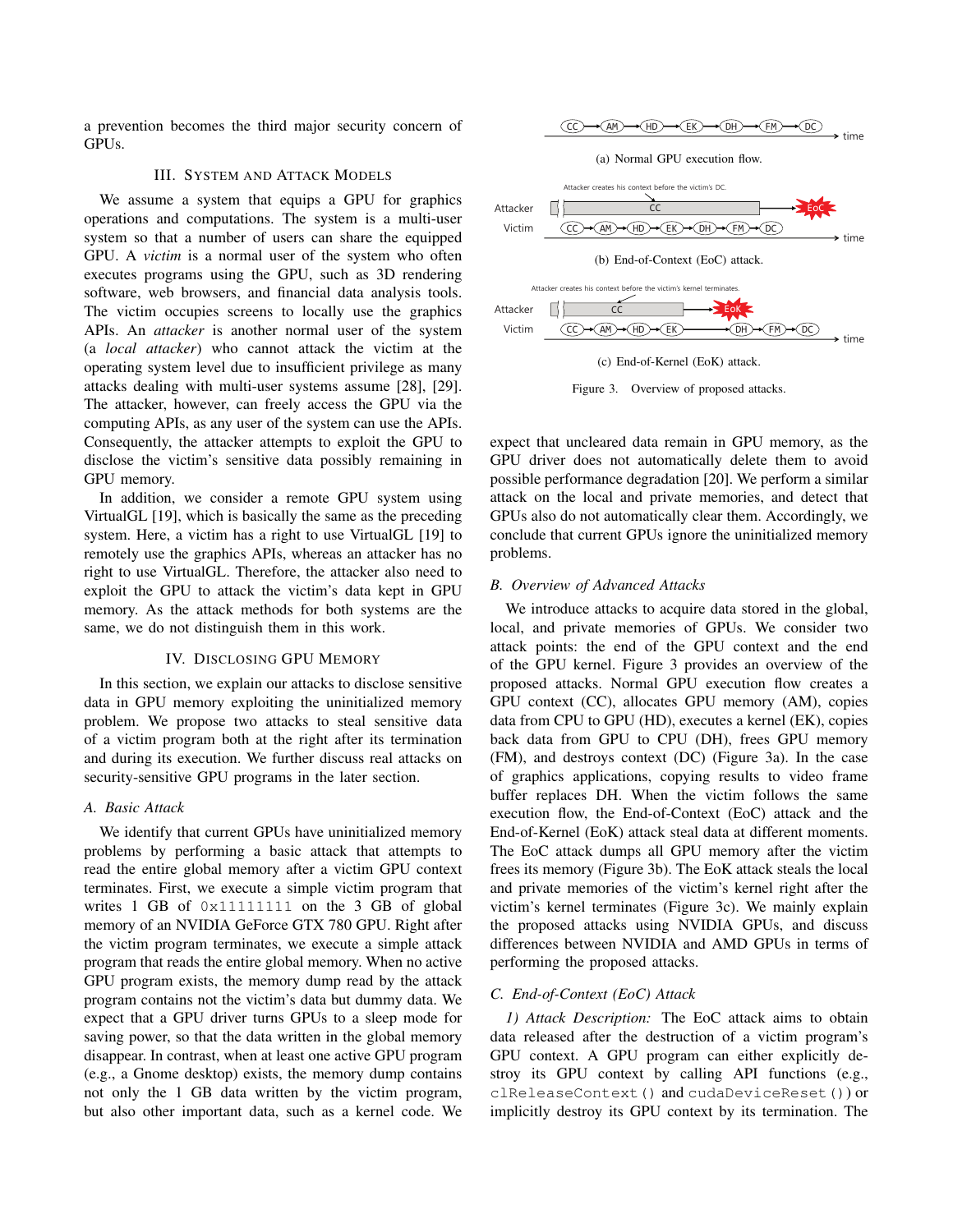a prevention becomes the third major security concern of GPUs.

## III. System and Attack Models

We assume a system that equips a GPU for graphics operations and computations. The system is a multi-user system so that a number of users can share the equipped GPU. A *victim* is a normal user of the system who often executes programs using the GPU, such as 3D rendering software, web browsers, and financial data analysis tools. The victim occupies screens to locally use the graphics APIs. An *attacker* is another normal user of the system (a *local attacker*) who cannot attack the victim at the operating system level due to insufficient privilege as many attacks dealing with multi-user systems assume [28], [29]. The attacker, however, can freely access the GPU via the computing APIs, as any user of the system can use the APIs. Consequently, the attacker attempts to exploit the GPU to disclose the victim's sensitive data possibly remaining in GPU memory.

In addition, we consider a remote GPU system using VirtualGL [19], which is basically the same as the preceding system. Here, a victim has a right to use VirtualGL [19] to remotely use the graphics APIs, whereas an attacker has no right to use VirtualGL. Therefore, the attacker also need to exploit the GPU to attack the victim's data kept in GPU memory. As the attack methods for both systems are the same, we do not distinguish them in this work.

## IV. Disclosing GPU Memory

In this section, we explain our attacks to disclose sensitive data in GPU memory exploiting the uninitialized memory problem. We propose two attacks to steal sensitive data of a victim program both at the right after its termination and during its execution. We further discuss real attacks on security-sensitive GPU programs in the later section.

### A. Basic Attack

We identify that current GPUs have uninitialized memory problems by performing a basic attack that attempts to read the entire global memory after a victim GPU context terminates. First, we execute a simple victim program that writes 1 GB of `0x11111111` on the 3 GB of global memory of an NVIDIA GeForce GTX 780 GPU. Right after the victim program terminates, we execute a simple attack program that reads the entire global memory. When no active GPU program exists, the memory dump read by the attack program contains not the victim's data but dummy data. We expect that a GPU driver turns GPUs to a sleep mode for saving power, so that the data written in the global memory disappear. In contrast, when at least one active GPU program (e.g., a Gnome desktop) exists, the memory dump contains not only the 1 GB data written by the victim program, but also other important data, such as a kernel code. We expect that uncleared data remain in GPU memory, as the GPU driver does not automatically delete them to avoid possible performance degradation [20]. We perform a similar attack on the local and private memories, and detect that GPUs also do not automatically clear them. Accordingly, we conclude that current GPUs ignore the uninitialized memory problems.

(a) Normal GPU execution flow.

(b) End-of-Context (EoC) attack.

(c) End-of-Kernel (EoK) attack.

Figure 3. Overview of proposed attacks.

### B. Overview of Advanced Attacks

We introduce attacks to acquire data stored in the global, local, and private memories of GPUs. We consider two attack points: the end of the GPU context and the end of the GPU kernel. Figure 3 provides an overview of the proposed attacks. Normal GPU execution flow creates a GPU context (CC), allocates GPU memory (AM), copies data from CPU to GPU (HD), executes a kernel (EK), copies back data from GPU to CPU (DH), frees GPU memory (FM), and destroys context (DC) (Figure 3a). In the case of graphics applications, copying results to video frame buffer replaces DH. When the victim follows the same execution flow, the End-of-Context (EoC) attack and the End-of-Kernel (EoK) attack steal data at different moments. The EoC attack dumps all GPU memory after the victim frees its memory (Figure 3b). The EoK attack steals the local and private memories of the victim's kernel right after the victim's kernel terminates (Figure 3c). We mainly explain the proposed attacks using NVIDIA GPUs, and discuss differences between NVIDIA and AMD GPUs in terms of performing the proposed attacks.

### C. End-of-Context (EoC) Attack

*1) Attack Description:* The EoC attack aims to obtain data released after the destruction of a victim program's GPU context. A GPU program can either explicitly destroy its GPU context by calling API functions (e.g., `clReleaseContext()` and `cudaDeviceReset()`) or implicitly destroy its GPU context by its termination. The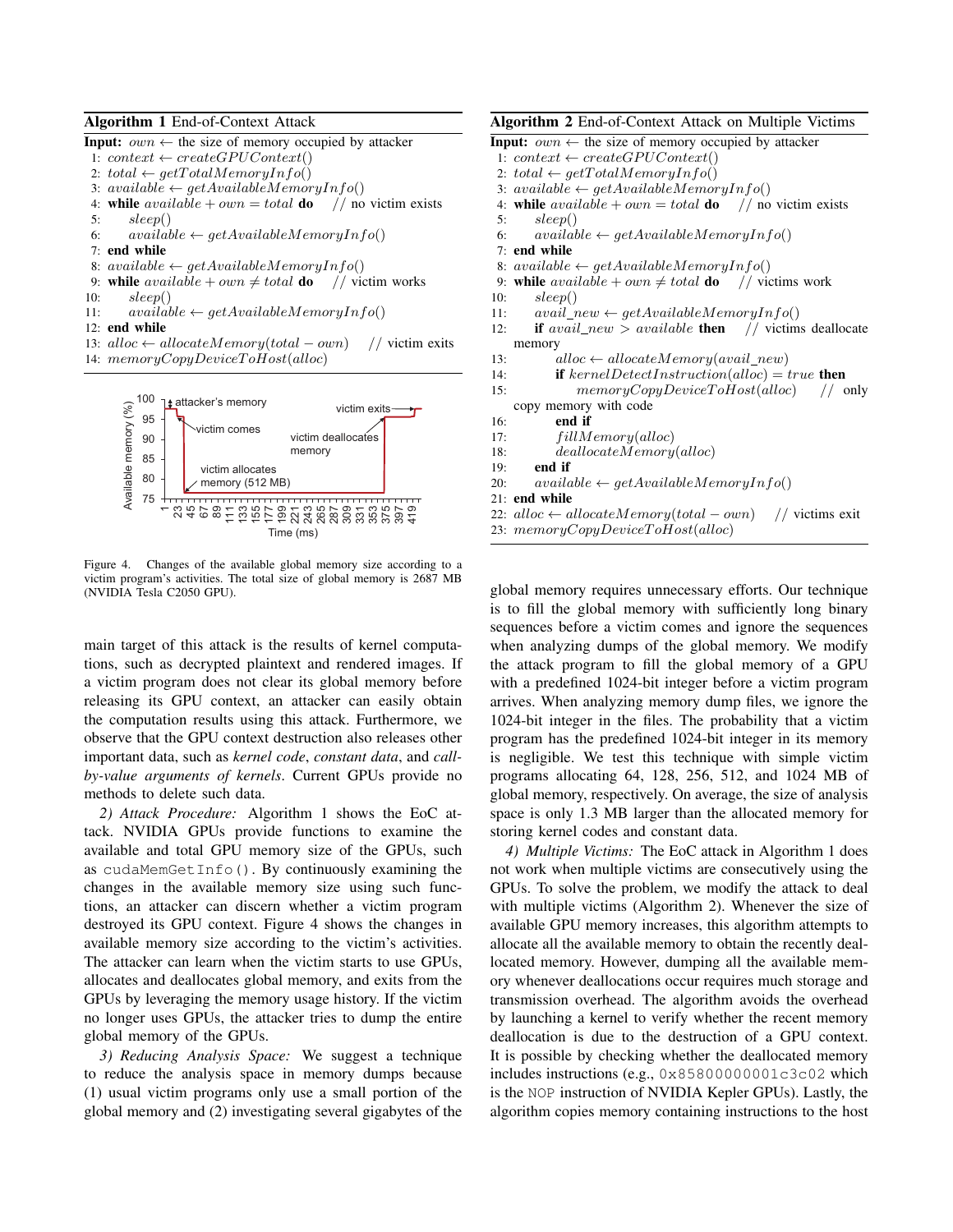**Algorithm 1** End-of-Context Attack

```
Input: own ← the size of memory occupied by attacker
 1: context ← createGPUContext()
 2: total ← getTotalMemoryInfo()
 3: available ← getAvailableMemoryInfo()
 4: while available + own = total do    // no victim exists
 5:     sleep()
 6:     available ← getAvailableMemoryInfo()
 7: end while
 8: available ← getAvailableMemoryInfo()
 9: while available + own ≠ total do    // victim works
10:     sleep()
11:     available ← getAvailableMemoryInfo()
12: end while
13: alloc ← allocateMemory(total − own)    // victim exits
14: memoryCopyDeviceToHost(alloc)
```

Figure 4. Changes of the available global memory size according to a victim program's activities. The total size of global memory is 2687 MB (NVIDIA Tesla C2050 GPU).

main target of this attack is the results of kernel computations, such as decrypted plaintext and rendered images. If a victim program does not clear its global memory before releasing its GPU context, an attacker can easily obtain the computation results using this attack. Furthermore, we observe that the GPU context destruction also releases other important data, such as *kernel code*, *constant data*, and *call-by-value arguments of kernels*. Current GPUs provide no methods to delete such data.

*2) Attack Procedure:* Algorithm 1 shows the EoC attack. NVIDIA GPUs provide functions to examine the available and total GPU memory size of the GPUs, such as `cudaMemGetInfo()`. By continuously examining the changes in the available memory size using such functions, an attacker can discern whether a victim program destroyed its GPU context. Figure 4 shows the changes in available memory size according to the victim's activities. The attacker can learn when the victim starts to use GPUs, allocates and deallocates global memory, and exits from the GPUs by leveraging the memory usage history. If the victim no longer uses GPUs, the attacker tries to dump the entire global memory of the GPUs.

*3) Reducing Analysis Space:* We suggest a technique to reduce the analysis space in memory dumps because (1) usual victim programs only use a small portion of the global memory and (2) investigating several gigabytes of the global memory requires unnecessary efforts. Our technique is to fill the global memory with sufficiently long binary sequences before a victim comes and ignore the sequences when analyzing dumps of the global memory. We modify the attack program to fill the global memory of a GPU with a predefined 1024-bit integer before a victim program arrives. When analyzing memory dump files, we ignore the 1024-bit integer in the files. The probability that a victim program has the predefined 1024-bit integer in its memory is negligible. We test this technique with simple victim programs allocating 64, 128, 256, 512, and 1024 MB of global memory, respectively. On average, the size of analysis space is only 1.3 MB larger than the allocated memory for storing kernel codes and constant data.

**Algorithm 2** End-of-Context Attack on Multiple Victims

```
Input: own ← the size of memory occupied by attacker
 1: context ← createGPUContext()
 2: total ← getTotalMemoryInfo()
 3: available ← getAvailableMemoryInfo()
 4: while available + own = total do    // no victim exists
 5:     sleep()
 6:     available ← getAvailableMemoryInfo()
 7: end while
 8: available ← getAvailableMemoryInfo()
 9: while available + own ≠ total do    // victims work
10:     sleep()
11:     avail_new ← getAvailableMemoryInfo()
12:     if avail_new > available then    // victims deallocate memory
13:         alloc ← allocateMemory(avail_new)
14:         if kernelDetectInstruction(alloc) = true then
15:             memoryCopyDeviceToHost(alloc)    // only copy memory with code
16:         end if
17:         fillMemory(alloc)
18:         deallocateMemory(alloc)
19:     end if
20:     available ← getAvailableMemoryInfo()
21: end while
22: alloc ← allocateMemory(total − own)    // victims exit
23: memoryCopyDeviceToHost(alloc)
```

*4) Multiple Victims:* The EoC attack in Algorithm 1 does not work when multiple victims are consecutively using the GPUs. To solve the problem, we modify the attack to deal with multiple victims (Algorithm 2). Whenever the size of available GPU memory increases, this algorithm attempts to allocate all the available memory to obtain the recently deallocated memory. However, dumping all the available memory whenever deallocations occur requires much storage and transmission overhead. The algorithm avoids the overhead by launching a kernel to verify whether the recent memory deallocation is due to the destruction of a GPU context. It is possible by checking whether the deallocated memory includes instructions (e.g., `0x85800000001c3c02` which is the `NOP` instruction of NVIDIA Kepler GPUs). Lastly, the algorithm copies memory containing instructions to the host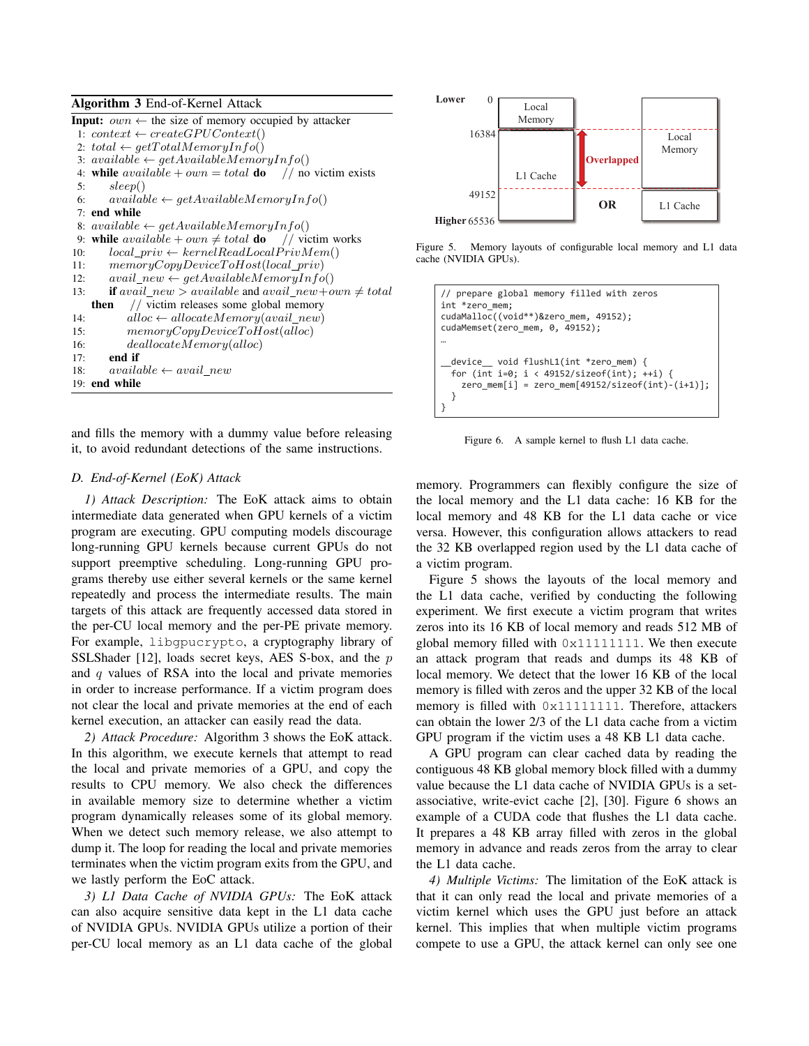**Algorithm 3** End-of-Kernel Attack

**Input:** $own \leftarrow$ the size of memory occupied by attacker
1: $context \leftarrow createGPUContext()$
2: $total \leftarrow getTotalMemoryInfo()$
3: $available \leftarrow getAvailableMemoryInfo()$
4: **while** $available + own = total$ **do** // no victim exists
5: $sleep()$
6: $available \leftarrow getAvailableMemoryInfo()$
7: **end while**
8: $available \leftarrow getAvailableMemoryInfo()$
9: **while** $available + own \neq total$ **do** // victim works
10: $local\_priv \leftarrow kernelReadLocalPrivMem()$
11: $memoryCopyDeviceToHost(local\_priv)$
12: $avail\_new \leftarrow getAvailableMemoryInfo()$
13: **if** $avail\_new > available$ and $avail\_new + own \neq total$ **then** // victim releases some global memory
14: $alloc \leftarrow allocateMemory(avail\_new)$
15: $memoryCopyDeviceToHost(alloc)$
16: $deallocateMemory(alloc)$
17: **end if**
18: $available \leftarrow avail\_new$
19: **end while**

and fills the memory with a dummy value before releasing it, to avoid redundant detections of the same instructions.

### D. End-of-Kernel (EoK) Attack

*1) Attack Description:* The EoK attack aims to obtain intermediate data generated when GPU kernels of a victim program are executing. GPU computing models discourage long-running GPU kernels because current GPUs do not support preemptive scheduling. Long-running GPU programs thereby use either several kernels or the same kernel repeatedly and process the intermediate results. The main targets of this attack are frequently accessed data stored in the per-CU local memory and the per-PE private memory. For example, libgpucrypto, a cryptography library of SSLShader [12], loads secret keys, AES S-box, and the $p$ and $q$ values of RSA into the local and private memories in order to increase performance. If a victim program does not clear the local and private memories at the end of each kernel execution, an attacker can easily read the data.

*2) Attack Procedure:* Algorithm 3 shows the EoK attack. In this algorithm, we execute kernels that attempt to read the local and private memories of a GPU, and copy the results to CPU memory. We also check the differences in available memory size to determine whether a victim program dynamically releases some of its global memory. When we detect such memory release, we also attempt to dump it. The loop for reading the local and private memories terminates when the victim program exits from the GPU, and we lastly perform the EoC attack.

*3) L1 Data Cache of NVIDIA GPUs:* The EoK attack can also acquire sensitive data kept in the L1 data cache of NVIDIA GPUs. NVIDIA GPUs utilize a portion of their per-CU local memory as an L1 data cache of the global memory. Programmers can flexibly configure the size of the local memory and the L1 data cache: 16 KB for the local memory and 48 KB for the L1 data cache or vice versa. However, this configuration allows attackers to read the 32 KB overlapped region used by the L1 data cache of a victim program.

| Address | Layout 1 | | Layout 2 |
|---|---|---|---|
| Lower 0 | Local Memory | | Local Memory |
| 16384 | L1 Cache | Overlapped | Local Memory |
| 49152 | L1 Cache | OR | L1 Cache |
| Higher 65536 | | | |

Figure 5. Memory layouts of configurable local memory and L1 data cache (NVIDIA GPUs).

Figure 5 shows the layouts of the local memory and the L1 data cache, verified by conducting the following experiment. We first execute a victim program that writes zeros into its 16 KB of local memory and reads 512 MB of global memory filled with 0x11111111. We then execute an attack program that reads and dumps its 48 KB of local memory. We detect that the lower 16 KB of the local memory is filled with zeros and the upper 32 KB of the local memory is filled with 0x11111111. Therefore, attackers can obtain the lower 2/3 of the L1 data cache from a victim GPU program if the victim uses a 48 KB L1 data cache.

A GPU program can clear cached data by reading the contiguous 48 KB global memory block filled with a dummy value because the L1 data cache of NVIDIA GPUs is a set-associative, write-evict cache [2], [30]. Figure 6 shows an example of a CUDA code that flushes the L1 data cache. It prepares a 48 KB array filled with zeros in the global memory in advance and reads zeros from the array to clear the L1 data cache.

```
// prepare global memory filled with zeros
int *zero_mem;
cudaMalloc((void**)&zero_mem, 49152);
cudaMemset(zero_mem, 0, 49152);
…

__device__ void flushL1(int *zero_mem) {
  for (int i=0; i < 49152/sizeof(int); ++i) {
    zero_mem[i] = zero_mem[49152/sizeof(int)-(i+1)];
  }
}
```

Figure 6. A sample kernel to flush L1 data cache.

*4) Multiple Victims:* The limitation of the EoK attack is that it can only read the local and private memories of a victim kernel which uses the GPU just before an attack kernel. This implies that when multiple victim programs compete to use a GPU, the attack kernel can only see one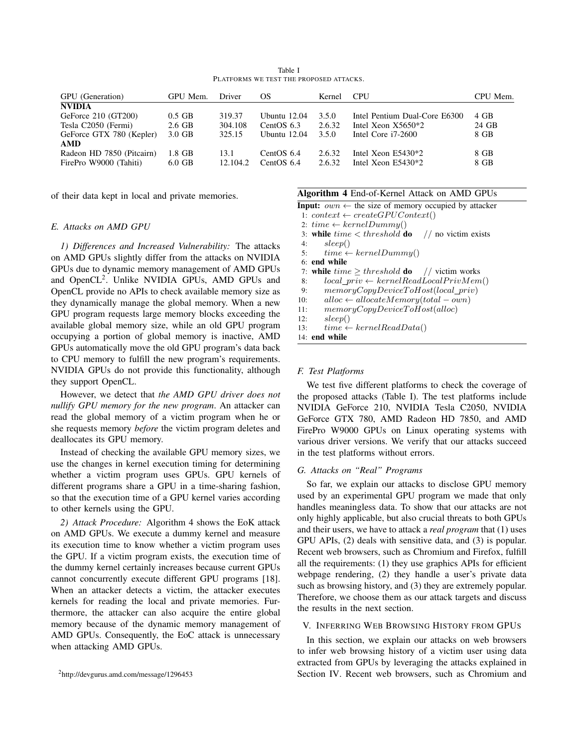Table I
PLATFORMS WE TEST THE PROPOSED ATTACKS.

| GPU (Generation) | GPU Mem. | Driver | OS | Kernel | CPU | CPU Mem. |
|---|---|---|---|---|---|---|
| **NVIDIA** | | | | | | |
| GeForce 210 (GT200) | 0.5 GB | 319.37 | Ubuntu 12.04 | 3.5.0 | Intel Pentium Dual-Core E6300 | 4 GB |
| Tesla C2050 (Fermi) | 2.6 GB | 304.108 | CentOS 6.3 | 2.6.32 | Intel Xeon X5650*2 | 24 GB |
| GeForce GTX 780 (Kepler) | 3.0 GB | 325.15 | Ubuntu 12.04 | 3.5.0 | Intel Core i7-2600 | 8 GB |
| **AMD** | | | | | | |
| Radeon HD 7850 (Pitcairn) | 1.8 GB | 13.1 | CentOS 6.4 | 2.6.32 | Intel Xeon E5430*2 | 8 GB |
| FirePro W9000 (Tahiti) | 6.0 GB | 12.104.2 | CentOS 6.4 | 2.6.32 | Intel Xeon E5430*2 | 8 GB |

of their data kept in local and private memories.

### E. Attacks on AMD GPU

*1) Differences and Increased Vulnerability:* The attacks on AMD GPUs slightly differ from the attacks on NVIDIA GPUs due to dynamic memory management of AMD GPUs and OpenCL[2]. Unlike NVIDIA GPUs, AMD GPUs and OpenCL provide no APIs to check available memory size as they dynamically manage the global memory. When a new GPU program requests large memory blocks exceeding the available global memory size, while an old GPU program occupying a portion of global memory is inactive, AMD GPUs automatically move the old GPU program's data back to CPU memory to fulfill the new program's requirements. NVIDIA GPUs do not provide this functionality, although they support OpenCL.

However, we detect that *the AMD GPU driver does not nullify GPU memory for the new program*. An attacker can read the global memory of a victim program when he or she requests memory *before* the victim program deletes and deallocates its GPU memory.

Instead of checking the available GPU memory sizes, we use the changes in kernel execution timing for determining whether a victim program uses GPUs. GPU kernels of different programs share a GPU in a time-sharing fashion, so that the execution time of a GPU kernel varies according to other kernels using the GPU.

*2) Attack Procedure:* Algorithm 4 shows the EoK attack on AMD GPUs. We execute a dummy kernel and measure its execution time to know whether a victim program uses the GPU. If a victim program exists, the execution time of the dummy kernel certainly increases because current GPUs cannot concurrently execute different GPU programs [18]. When an attacker detects a victim, the attacker executes kernels for reading the local and private memories. Furthermore, the attacker can also acquire the entire global memory because of the dynamic memory management of AMD GPUs. Consequently, the EoC attack is unnecessary when attacking AMD GPUs.

[2] http://devgurus.amd.com/message/1296453

**Algorithm 4** End-of-Kernel Attack on AMD GPUs

**Input:** $own \leftarrow$ the size of memory occupied by attacker
1: $context \leftarrow createGPUContext()$
2: $time \leftarrow kernelDummy()$
3: **while** $time < threshold$ **do** // no victim exists
4: $sleep()$
5: $time \leftarrow kernelDummy()$
6: **end while**
7: **while** $time \geq threshold$ **do** // victim works
8: $local\_priv \leftarrow kernelReadLocalPrivMem()$
9: $memoryCopyDeviceToHost(local\_priv)$
10: $alloc \leftarrow allocateMemory(total - own)$
11: $memoryCopyDeviceToHost(alloc)$
12: $sleep()$
13: $time \leftarrow kernelReadData()$
14: **end while**

### F. Test Platforms

We test five different platforms to check the coverage of the proposed attacks (Table I). The test platforms include NVIDIA GeForce 210, NVIDIA Tesla C2050, NVIDIA GeForce GTX 780, AMD Radeon HD 7850, and AMD FirePro W9000 GPUs on Linux operating systems with various driver versions. We verify that our attacks succeed in the test platforms without errors.

### G. Attacks on "Real" Programs

So far, we explain our attacks to disclose GPU memory used by an experimental GPU program we made that only handles meaningless data. To show that our attacks are not only highly applicable, but also crucial threats to both GPUs and their users, we have to attack a *real program* that (1) uses GPU APIs, (2) deals with sensitive data, and (3) is popular. Recent web browsers, such as Chromium and Firefox, fulfill all the requirements: (1) they use graphics APIs for efficient webpage rendering, (2) they handle a user's private data such as browsing history, and (3) they are extremely popular. Therefore, we choose them as our attack targets and discuss the results in the next section.

## V. INFERRING WEB BROWSING HISTORY FROM GPUS

In this section, we explain our attacks on web browsers to infer web browsing history of a victim user using data extracted from GPUs by leveraging the attacks explained in Section IV. Recent web browsers, such as Chromium and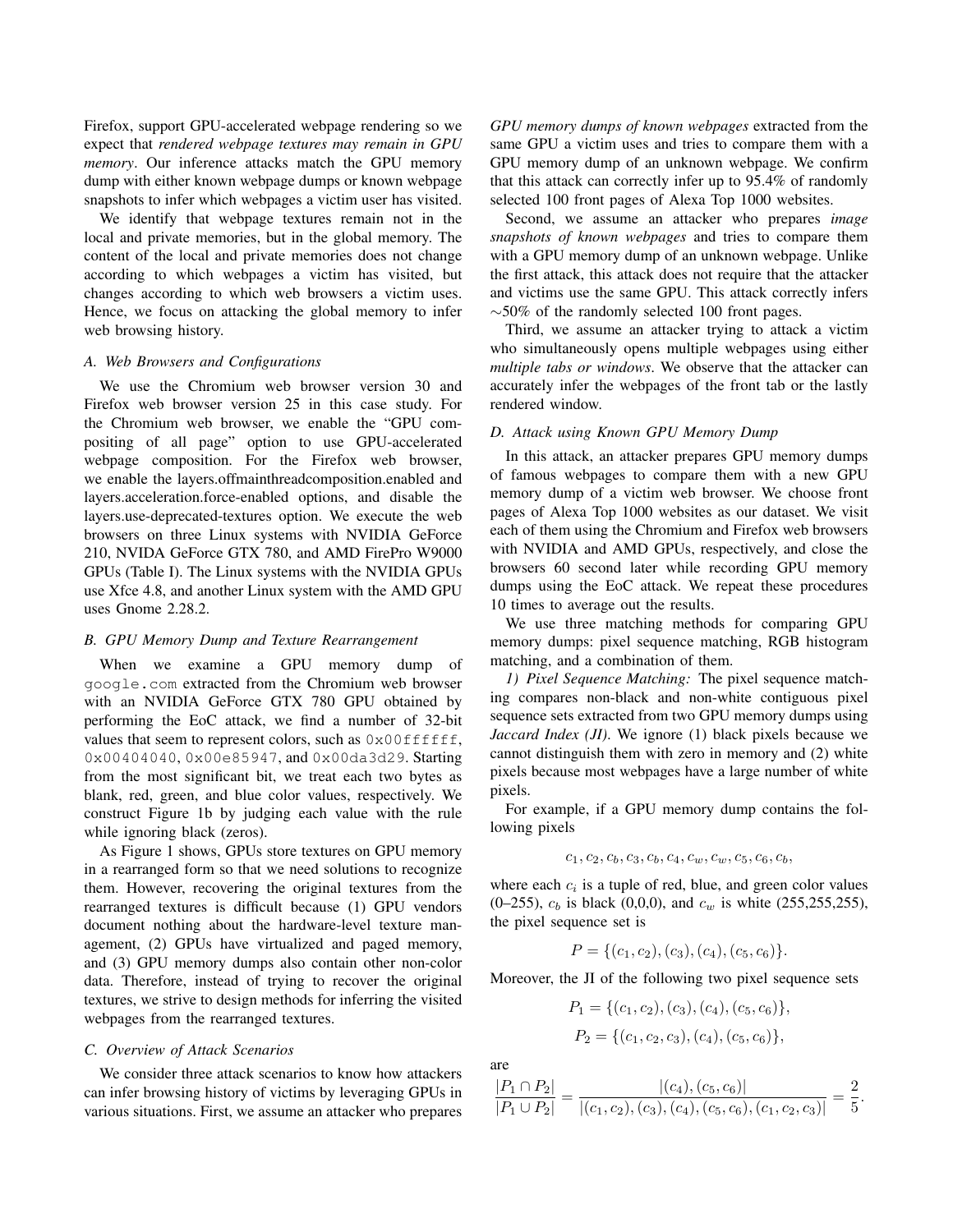Firefox, support GPU-accelerated webpage rendering so we expect that *rendered webpage textures may remain in GPU memory*. Our inference attacks match the GPU memory dump with either known webpage dumps or known webpage snapshots to infer which webpages a victim user has visited.

We identify that webpage textures remain not in the local and private memories, but in the global memory. The content of the local and private memories does not change according to which webpages a victim has visited, but changes according to which web browsers a victim uses. Hence, we focus on attacking the global memory to infer web browsing history.

### A. Web Browsers and Configurations

We use the Chromium web browser version 30 and Firefox web browser version 25 in this case study. For the Chromium web browser, we enable the "GPU compositing of all page" option to use GPU-accelerated webpage composition. For the Firefox web browser, we enable the layers.offmainthreadcomposition.enabled and layers.acceleration.force-enabled options, and disable the layers.use-deprecated-textures option. We execute the web browsers on three Linux systems with NVIDIA GeForce 210, NVIDIA GeForce GTX 780, and AMD FirePro W9000 GPUs (Table I). The Linux systems with the NVIDIA GPUs use Xfce 4.8, and another Linux system with the AMD GPU uses Gnome 2.28.2.

### B. GPU Memory Dump and Texture Rearrangement

When we examine a GPU memory dump of `google.com` extracted from the Chromium web browser with an NVIDIA GeForce GTX 780 GPU obtained by performing the EoC attack, we find a number of 32-bit values that seem to represent colors, such as `0x00ffffff`, `0x00404040`, `0x00e85947`, and `0x00da3d29`. Starting from the most significant bit, we treat each two bytes as blank, red, green, and blue color values, respectively. We construct Figure 1b by judging each value with the rule while ignoring black (zeros).

As Figure 1 shows, GPUs store textures on GPU memory in a rearranged form so that we need solutions to recognize them. However, recovering the original textures from the rearranged textures is difficult because (1) GPU vendors document nothing about the hardware-level texture management, (2) GPUs have virtualized and paged memory, and (3) GPU memory dumps also contain other non-color data. Therefore, instead of trying to recover the original textures, we strive to design methods for inferring the visited webpages from the rearranged textures.

### C. Overview of Attack Scenarios

We consider three attack scenarios to know how attackers can infer browsing history of victims by leveraging GPUs in various situations. First, we assume an attacker who prepares *GPU memory dumps of known webpages* extracted from the same GPU a victim uses and tries to compare them with a GPU memory dump of an unknown webpage. We confirm that this attack can correctly infer up to 95.4% of randomly selected 100 front pages of Alexa Top 1000 websites.

Second, we assume an attacker who prepares *image snapshots of known webpages* and tries to compare them with a GPU memory dump of an unknown webpage. Unlike the first attack, this attack does not require that the attacker and victims use the same GPU. This attack correctly infers $\sim$50% of the randomly selected 100 front pages.

Third, we assume an attacker trying to attack a victim who simultaneously opens multiple webpages using either *multiple tabs or windows*. We observe that the attacker can accurately infer the webpages of the front tab or the lastly rendered window.

### D. Attack using Known GPU Memory Dump

In this attack, an attacker prepares GPU memory dumps of famous webpages to compare them with a new GPU memory dump of a victim web browser. We choose front pages of Alexa Top 1000 websites as our dataset. We visit each of them using the Chromium and Firefox web browsers with NVIDIA and AMD GPUs, respectively, and close the browsers 60 second later while recording GPU memory dumps using the EoC attack. We repeat these procedures 10 times to average out the results.

We use three matching methods for comparing GPU memory dumps: pixel sequence matching, RGB histogram matching, and a combination of them.

*1) Pixel Sequence Matching:* The pixel sequence matching compares non-black and non-white contiguous pixel sequence sets extracted from two GPU memory dumps using *Jaccard Index (JI)*. We ignore (1) black pixels because we cannot distinguish them with zero in memory and (2) white pixels because most webpages have a large number of white pixels.

For example, if a GPU memory dump contains the following pixels

$$c_1, c_2, c_b, c_3, c_b, c_4, c_w, c_w, c_5, c_6, c_b,$$

where each $c_i$ is a tuple of red, blue, and green color values (0–255), $c_b$ is black (0,0,0), and $c_w$ is white (255,255,255), the pixel sequence set is

$$P = \{(c_1, c_2), (c_3), (c_4), (c_5, c_6)\}.$$

Moreover, the JI of the following two pixel sequence sets

$$P_1 = \{(c_1, c_2), (c_3), (c_4), (c_5, c_6)\},$$
$$P_2 = \{(c_1, c_2, c_3), (c_4), (c_5, c_6)\},$$

are

$$\frac{|P_1 \cap P_2|}{|P_1 \cup P_2|} = \frac{|(c_4), (c_5, c_6)|}{|(c_1, c_2), (c_3), (c_4), (c_5, c_6), (c_1, c_2, c_3)|} = \frac{2}{5}.$$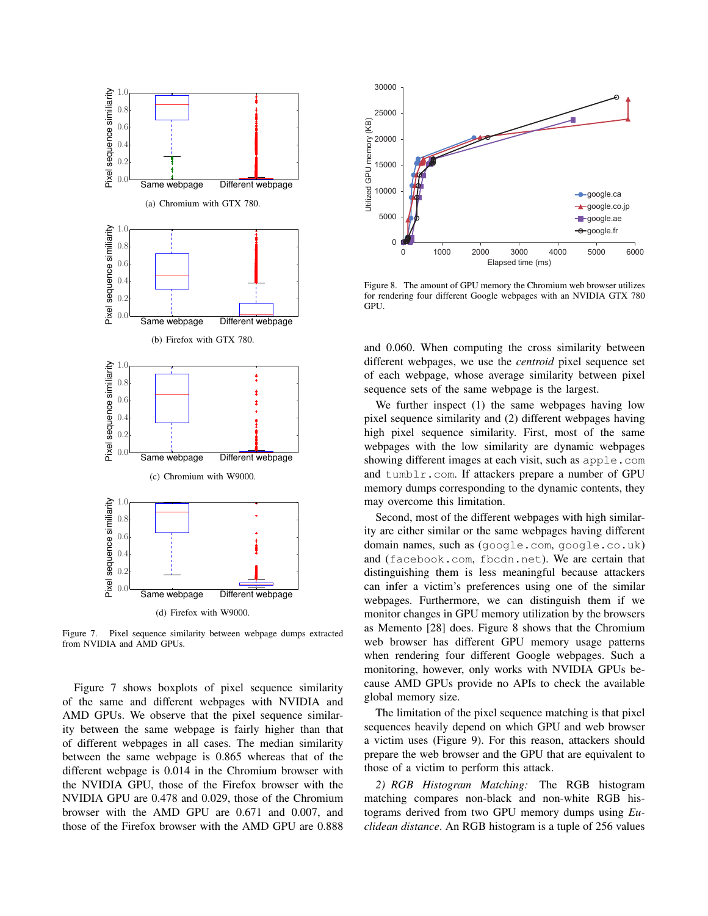(a) Chromium with GTX 780.

(b) Firefox with GTX 780.

(c) Chromium with W9000.

(d) Firefox with W9000.

Figure 7. Pixel sequence similarity between webpage dumps extracted from NVIDIA and AMD GPUs.

Figure 7 shows boxplots of pixel sequence similarity of the same and different webpages with NVIDIA and AMD GPUs. We observe that the pixel sequence similarity between the same webpage is fairly higher than that of different webpages in all cases. The median similarity between the same webpage is 0.865 whereas that of the different webpage is 0.014 in the Chromium browser with the NVIDIA GPU, those of the Firefox browser with the NVIDIA GPU are 0.478 and 0.029, those of the Chromium browser with the AMD GPU are 0.671 and 0.007, and those of the Firefox browser with the AMD GPU are 0.888 and 0.060. When computing the cross similarity between different webpages, we use the *centroid* pixel sequence set of each webpage, whose average similarity between pixel sequence sets of the same webpage is the largest.

Figure 8. The amount of GPU memory the Chromium web browser utilizes for rendering four different Google webpages with an NVIDIA GTX 780 GPU.

We further inspect (1) the same webpages having low pixel sequence similarity and (2) different webpages having high pixel sequence similarity. First, most of the same webpages with the low similarity are dynamic webpages showing different images at each visit, such as `apple.com` and `tumblr.com`. If attackers prepare a number of GPU memory dumps corresponding to the dynamic contents, they may overcome this limitation.

Second, most of the different webpages with high similarity are either similar or the same webpages having different domain names, such as (`google.com`, `google.co.uk`) and (`facebook.com`, `fbcdn.net`). We are certain that distinguishing them is less meaningful because attackers can infer a victim's preferences using one of the similar webpages. Furthermore, we can distinguish them if we monitor changes in GPU memory utilization by the browsers as Memento [28] does. Figure 8 shows that the Chromium web browser has different GPU memory usage patterns when rendering four different Google webpages. Such a monitoring, however, only works with NVIDIA GPUs because AMD GPUs provide no APIs to check the available global memory size.

The limitation of the pixel sequence matching is that pixel sequences heavily depend on which GPU and web browser a victim uses (Figure 9). For this reason, attackers should prepare the web browser and the GPU that are equivalent to those of a victim to perform this attack.

*2) RGB Histogram Matching:* The RGB histogram matching compares non-black and non-white RGB histograms derived from two GPU memory dumps using *Euclidean distance*. An RGB histogram is a tuple of 256 values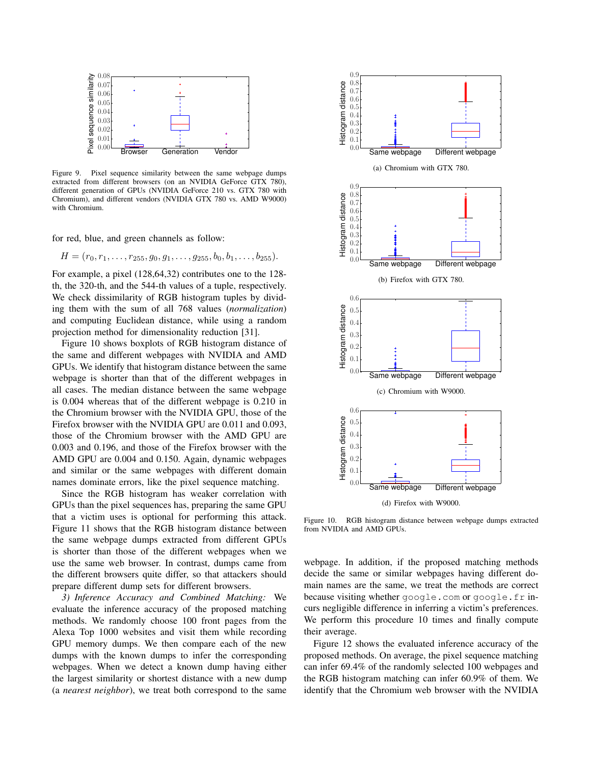Figure 9. Pixel sequence similarity between the same webpage dumps extracted from different browsers (on an NVIDIA GeForce GTX 780), different generation of GPUs (NVIDIA GeForce 210 vs. GTX 780 with Chromium), and different vendors (NVIDIA GTX 780 vs. AMD W9000) with Chromium.

for red, blue, and green channels as follow:

$$H = (r_0, r_1, \ldots, r_{255}, g_0, g_1, \ldots, g_{255}, b_0, b_1, \ldots, b_{255}).$$

For example, a pixel (128,64,32) contributes one to the 128-th, the 320-th, and the 544-th values of a tuple, respectively. We check dissimilarity of RGB histogram tuples by dividing them with the sum of all 768 values (*normalization*) and computing Euclidean distance, while using a random projection method for dimensionality reduction [31].

Figure 10 shows boxplots of RGB histogram distance of the same and different webpages with NVIDIA and AMD GPUs. We identify that histogram distance between the same webpage is shorter than that of the different webpages in all cases. The median distance between the same webpage is 0.004 whereas that of the different webpage is 0.210 in the Chromium browser with the NVIDIA GPU, those of the Firefox browser with the NVIDIA GPU are 0.011 and 0.093, those of the Chromium browser with the AMD GPU are 0.003 and 0.196, and those of the Firefox browser with the AMD GPU are 0.004 and 0.150. Again, dynamic webpages and similar or the same webpages with different domain names dominate errors, like the pixel sequence matching.

Since the RGB histogram has weaker correlation with GPUs than the pixel sequences has, preparing the same GPU that a victim uses is optional for performing this attack. Figure 11 shows that the RGB histogram distance between the same webpage dumps extracted from different GPUs is shorter than those of the different webpages when we use the same web browser. In contrast, dumps came from the different browsers quite differ, so that attackers should prepare different dump sets for different browsers.

*3) Inference Accuracy and Combined Matching:* We evaluate the inference accuracy of the proposed matching methods. We randomly choose 100 front pages from the Alexa Top 1000 websites and visit them while recording GPU memory dumps. We then compare each of the new dumps with the known dumps to infer the corresponding webpages. When we detect a known dump having either the largest similarity or shortest distance with a new dump (a *nearest neighbor*), we treat both correspond to the same

(a) Chromium with GTX 780.

(b) Firefox with GTX 780.

(c) Chromium with W9000.

(d) Firefox with W9000.

Figure 10. RGB histogram distance between webpage dumps extracted from NVIDIA and AMD GPUs.

webpage. In addition, if the proposed matching methods decide the same or similar webpages having different domain names are the same, we treat the methods are correct because visiting whether `google.com` or `google.fr` incurs negligible difference in inferring a victim's preferences. We perform this procedure 10 times and finally compute their average.

Figure 12 shows the evaluated inference accuracy of the proposed methods. On average, the pixel sequence matching can infer 69.4% of the randomly selected 100 webpages and the RGB histogram matching can infer 60.9% of them. We identify that the Chromium web browser with the NVIDIA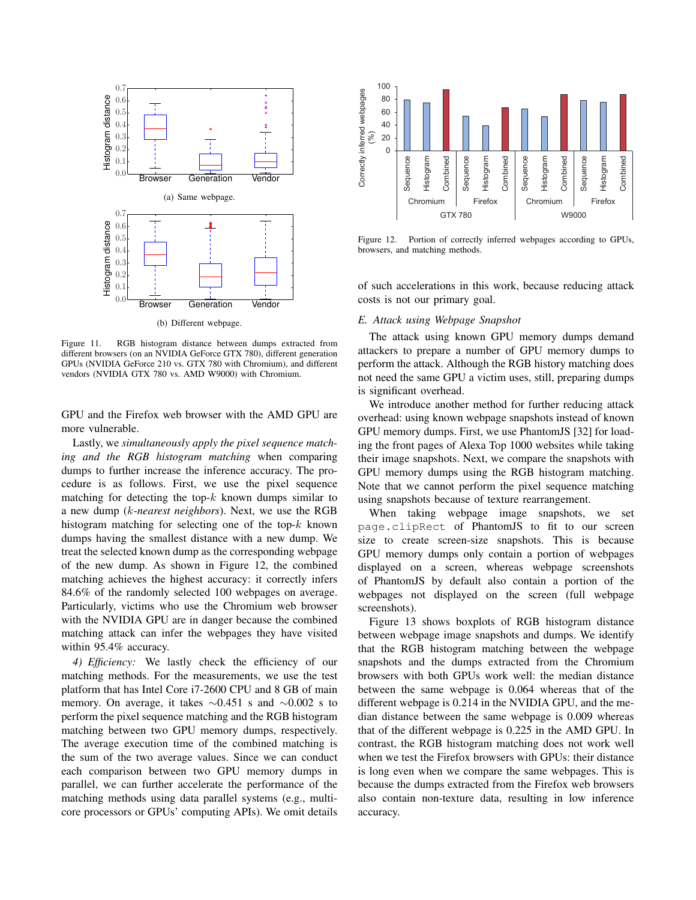Figure 11. RGB histogram distance between dumps extracted from different browsers (on an NVIDIA GeForce GTX 780), different generation GPUs (NVIDIA GeForce 210 vs. GTX 780 with Chromium), and different vendors (NVIDIA GTX 780 vs. AMD W9000) with Chromium.

GPU and the Firefox web browser with the AMD GPU are more vulnerable.

Lastly, we *simultaneously apply the pixel sequence matching and the RGB histogram matching* when comparing dumps to further increase the inference accuracy. The procedure is as follows. First, we use the pixel sequence matching for detecting the top-$k$ known dumps similar to a new dump ($k$*-nearest neighbors*). Next, we use the RGB histogram matching for selecting one of the top-$k$ known dumps having the smallest distance with a new dump. We treat the selected known dump as the corresponding webpage of the new dump. As shown in Figure 12, the combined matching achieves the highest accuracy: it correctly infers 84.6% of the randomly selected 100 webpages on average. Particularly, victims who use the Chromium web browser with the NVIDIA GPU are in danger because the combined matching attack can infer the webpages they have visited within 95.4% accuracy.

*4) Efficiency:* We lastly check the efficiency of our matching methods. For the measurements, we use the test platform that has Intel Core i7-2600 CPU and 8 GB of main memory. On average, it takes $\sim$0.451 s and $\sim$0.002 s to perform the pixel sequence matching and the RGB histogram matching between two GPU memory dumps, respectively. The average execution time of the combined matching is the sum of the two average values. Since we can conduct each comparison between two GPU memory dumps in parallel, we can further accelerate the performance of the matching methods using data parallel systems (e.g., multi-core processors or GPUs' computing APIs). We omit details of such accelerations in this work, because reducing attack costs is not our primary goal.

Figure 12. Portion of correctly inferred webpages according to GPUs, browsers, and matching methods.

### E. Attack using Webpage Snapshot

The attack using known GPU memory dumps demand attackers to prepare a number of GPU memory dumps to perform the attack. Although the RGB history matching does not need the same GPU a victim uses, still, preparing dumps is significant overhead.

We introduce another method for further reducing attack overhead: using known webpage snapshots instead of known GPU memory dumps. First, we use PhantomJS [32] for loading the front pages of Alexa Top 1000 websites while taking their image snapshots. Next, we compare the snapshots with GPU memory dumps using the RGB histogram matching. Note that we cannot perform the pixel sequence matching using snapshots because of texture rearrangement.

When taking webpage image snapshots, we set `page.clipRect` of PhantomJS to fit to our screen size to create screen-size snapshots. This is because GPU memory dumps only contain a portion of webpages displayed on a screen, whereas webpage screenshots of PhantomJS by default also contain a portion of the webpages not displayed on the screen (full webpage screenshots).

Figure 13 shows boxplots of RGB histogram distance between webpage image snapshots and dumps. We identify that the RGB histogram matching between the webpage snapshots and the dumps extracted from the Chromium browsers with both GPUs work well: the median distance between the same webpage is 0.064 whereas that of the different webpage is 0.214 in the NVIDIA GPU, and the median distance between the same webpage is 0.009 whereas that of the different webpage is 0.225 in the AMD GPU. In contrast, the RGB histogram matching does not work well when we test the Firefox browsers with GPUs: their distance is long even when we compare the same webpages. This is because the dumps extracted from the Firefox web browsers also contain non-texture data, resulting in low inference accuracy.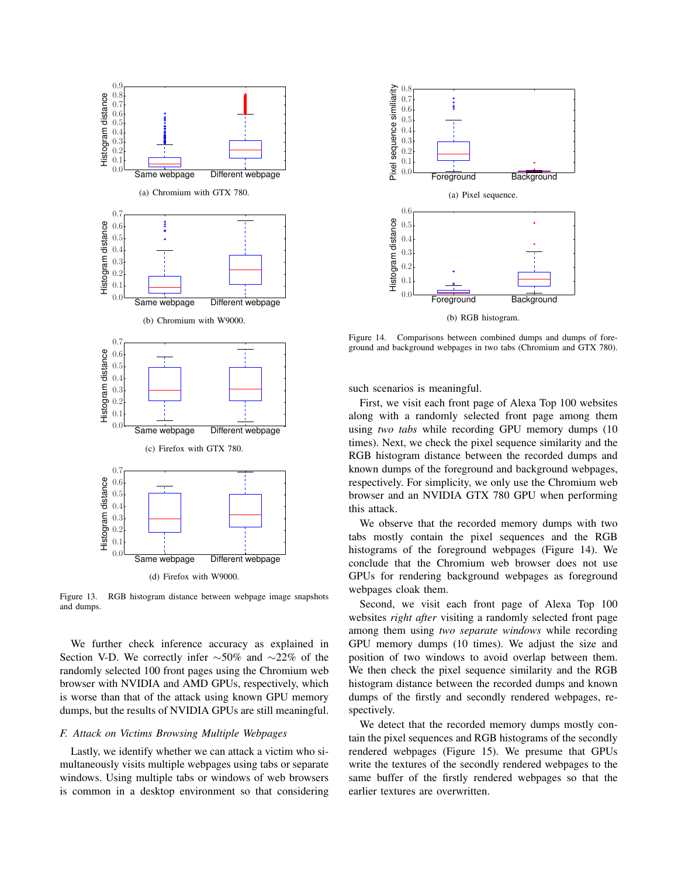(a) Chromium with GTX 780.

(b) Chromium with W9000.

(c) Firefox with GTX 780.

(d) Firefox with W9000.

Figure 13. RGB histogram distance between webpage image snapshots and dumps.

We further check inference accuracy as explained in Section V-D. We correctly infer ∼50% and ∼22% of the randomly selected 100 front pages using the Chromium web browser with NVIDIA and AMD GPUs, respectively, which is worse than that of the attack using known GPU memory dumps, but the results of NVIDIA GPUs are still meaningful.

### *F. Attack on Victims Browsing Multiple Webpages*

Lastly, we identify whether we can attack a victim who simultaneously visits multiple webpages using tabs or separate windows. Using multiple tabs or windows of web browsers is common in a desktop environment so that considering such scenarios is meaningful.

(a) Pixel sequence.

(b) RGB histogram.

Figure 14. Comparisons between combined dumps and dumps of foreground and background webpages in two tabs (Chromium and GTX 780).

First, we visit each front page of Alexa Top 100 websites along with a randomly selected front page among them using *two tabs* while recording GPU memory dumps (10 times). Next, we check the pixel sequence similarity and the RGB histogram distance between the recorded dumps and known dumps of the foreground and background webpages, respectively. For simplicity, we only use the Chromium web browser and an NVIDIA GTX 780 GPU when performing this attack.

We observe that the recorded memory dumps with two tabs mostly contain the pixel sequences and the RGB histograms of the foreground webpages (Figure 14). We conclude that the Chromium web browser does not use GPUs for rendering background webpages as foreground webpages cloak them.

Second, we visit each front page of Alexa Top 100 websites *right after* visiting a randomly selected front page among them using *two separate windows* while recording GPU memory dumps (10 times). We adjust the size and position of two windows to avoid overlap between them. We then check the pixel sequence similarity and the RGB histogram distance between the recorded dumps and known dumps of the firstly and secondly rendered webpages, respectively.

We detect that the recorded memory dumps mostly contain the pixel sequences and RGB histograms of the secondly rendered webpages (Figure 15). We presume that GPUs write the textures of the secondly rendered webpages to the same buffer of the firstly rendered webpages so that the earlier textures are overwritten.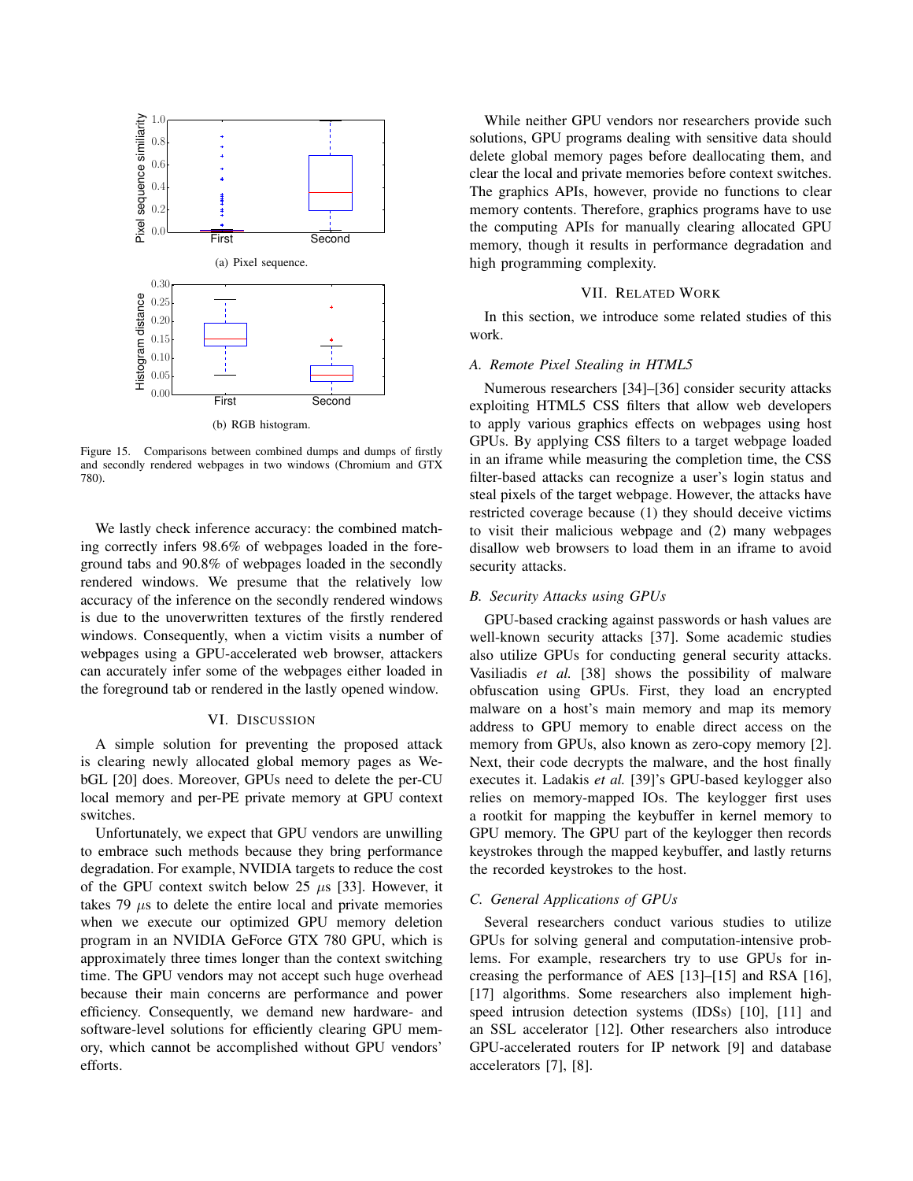(a) Pixel sequence.

(b) RGB histogram.

Figure 15. Comparisons between combined dumps and dumps of firstly and secondly rendered webpages in two windows (Chromium and GTX 780).

We lastly check inference accuracy: the combined matching correctly infers 98.6% of webpages loaded in the foreground tabs and 90.8% of webpages loaded in the secondly rendered windows. We presume that the relatively low accuracy of the inference on the secondly rendered windows is due to the unoverwritten textures of the firstly rendered windows. Consequently, when a victim visits a number of webpages using a GPU-accelerated web browser, attackers can accurately infer some of the webpages either loaded in the foreground tab or rendered in the lastly opened window.

## VI. Discussion

A simple solution for preventing the proposed attack is clearing newly allocated global memory pages as WebGL [20] does. Moreover, GPUs need to delete the per-CU local memory and per-PE private memory at GPU context switches.

Unfortunately, we expect that GPU vendors are unwilling to embrace such methods because they bring performance degradation. For example, NVIDIA targets to reduce the cost of the GPU context switch below 25 $\mu$s [33]. However, it takes 79 $\mu$s to delete the entire local and private memories when we execute our optimized GPU memory deletion program in an NVIDIA GeForce GTX 780 GPU, which is approximately three times longer than the context switching time. The GPU vendors may not accept such huge overhead because their main concerns are performance and power efficiency. Consequently, we demand new hardware- and software-level solutions for efficiently clearing GPU memory, which cannot be accomplished without GPU vendors' efforts.

While neither GPU vendors nor researchers provide such solutions, GPU programs dealing with sensitive data should delete global memory pages before deallocating them, and clear the local and private memories before context switches. The graphics APIs, however, provide no functions to clear memory contents. Therefore, graphics programs have to use the computing APIs for manually clearing allocated GPU memory, though it results in performance degradation and high programming complexity.

## VII. Related Work

In this section, we introduce some related studies of this work.

### A. Remote Pixel Stealing in HTML5

Numerous researchers [34]–[36] consider security attacks exploiting HTML5 CSS filters that allow web developers to apply various graphics effects on webpages using host GPUs. By applying CSS filters to a target webpage loaded in an iframe while measuring the completion time, the CSS filter-based attacks can recognize a user's login status and steal pixels of the target webpage. However, the attacks have restricted coverage because (1) they should deceive victims to visit their malicious webpage and (2) many webpages disallow web browsers to load them in an iframe to avoid security attacks.

### B. Security Attacks using GPUs

GPU-based cracking against passwords or hash values are well-known security attacks [37]. Some academic studies also utilize GPUs for conducting general security attacks. Vasiliadis *et al.* [38] shows the possibility of malware obfuscation using GPUs. First, they load an encrypted malware on a host's main memory and map its memory address to GPU memory to enable direct access on the memory from GPUs, also known as zero-copy memory [2]. Next, their code decrypts the malware, and the host finally executes it. Ladakis *et al.* [39]'s GPU-based keylogger also relies on memory-mapped IOs. The keylogger first uses a rootkit for mapping the keybuffer in kernel memory to GPU memory. The GPU part of the keylogger then records keystrokes through the mapped keybuffer, and lastly returns the recorded keystrokes to the host.

### C. General Applications of GPUs

Several researchers conduct various studies to utilize GPUs for solving general and computation-intensive problems. For example, researchers try to use GPUs for increasing the performance of AES [13]–[15] and RSA [16], [17] algorithms. Some researchers also implement high-speed intrusion detection systems (IDSs) [10], [11] and an SSL accelerator [12]. Other researchers also introduce GPU-accelerated routers for IP network [9] and database accelerators [7], [8].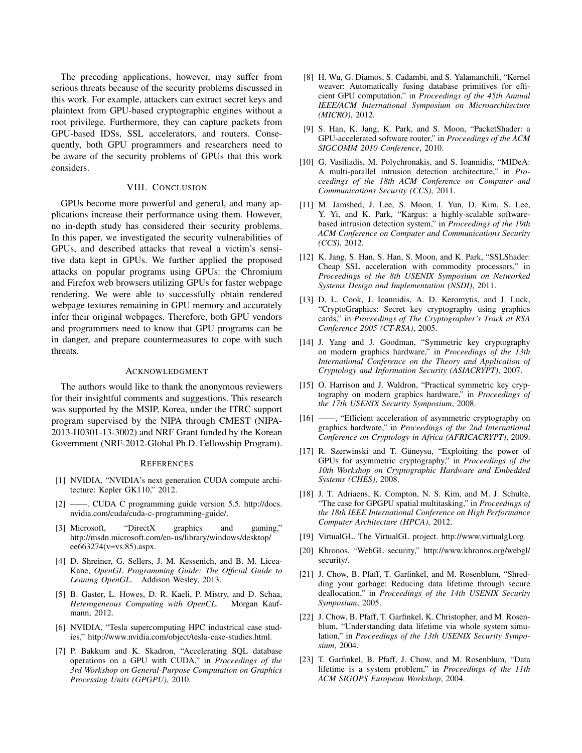The preceding applications, however, may suffer from serious threats because of the security problems discussed in this work. For example, attackers can extract secret keys and plaintext from GPU-based cryptographic engines without a root privilege. Furthermore, they can capture packets from GPU-based IDSs, SSL accelerators, and routers. Consequently, both GPU programmers and researchers need to be aware of the security problems of GPUs that this work considers.

## VIII. Conclusion

GPUs become more powerful and general, and many applications increase their performance using them. However, no in-depth study has considered their security problems. In this paper, we investigated the security vulnerabilities of GPUs, and described attacks that reveal a victim's sensitive data kept in GPUs. We further applied the proposed attacks on popular programs using GPUs: the Chromium and Firefox web browsers utilizing GPUs for faster webpage rendering. We were able to successfully obtain rendered webpage textures remaining in GPU memory and accurately infer their original webpages. Therefore, both GPU vendors and programmers need to know that GPU programs can be in danger, and prepare countermeasures to cope with such threats.

## Acknowledgment

The authors would like to thank the anonymous reviewers for their insightful comments and suggestions. This research was supported by the MSIP, Korea, under the ITRC support program supervised by the NIPA through CMEST (NIPA-2013-H0301-13-3002) and NRF Grant funded by the Korean Government (NRF-2012-Global Ph.D. Fellowship Program).

## References

[1] NVIDIA, "NVIDIA's next generation CUDA compute architecture: Kepler GK110," 2012.

[2] ——. CUDA C programming guide version 5.5. http://docs.nvidia.com/cuda/cuda-c-programming-guide/.

[3] Microsoft, "DirectX graphics and gaming," http://msdn.microsoft.com/en-us/library/windows/desktop/ee663274(v=vs.85).aspx.

[4] D. Shreiner, G. Sellers, J. M. Kessenich, and B. M. Licea-Kane, *OpenGL Programming Guide: The Official Guide to Leaning OpenGL*. Addison Wesley, 2013.

[5] B. Gaster, L. Howes, D. R. Kaeli, P. Mistry, and D. Schaa, *Heterogeneous Computing with OpenCL*. Morgan Kaufmann, 2012.

[6] NVIDIA, "Tesla supercomputing HPC industrical case studies," http://www.nvidia.com/object/tesla-case-studies.html.

[7] P. Bakkum and K. Skadron, "Accelerating SQL database operations on a GPU with CUDA," in *Proceedings of the 3rd Workshop on General-Purpose Computation on Graphics Processing Units (GPGPU)*, 2010.

[8] H. Wu, G. Diamos, S. Cadambi, and S. Yalamanchili, "Kernel weaver: Automatically fusing database primitives for efficient GPU computation," in *Proceedings of the 45th Annual IEEE/ACM International Symposium on Microarchitecture (MICRO)*, 2012.

[9] S. Han, K. Jang, K. Park, and S. Moon, "PacketShader: a GPU-accelerated software router," in *Proceedings of the ACM SIGCOMM 2010 Conference*, 2010.

[10] G. Vasiliadis, M. Polychronakis, and S. Ioannidis, "MIDeA: A multi-parallel intrusion detection architecture," in *Proceedings of the 18th ACM Conference on Computer and Communications Security (CCS)*, 2011.

[11] M. Jamshed, J. Lee, S. Moon, I. Yun, D. Kim, S. Lee, Y. Yi, and K. Park, "Kargus: a highly-scalable software-based intrusion detection system," in *Proceedings of the 19th ACM Conference on Computer and Communications Security (CCS)*, 2012.

[12] K. Jang, S. Han, S. Han, S. Moon, and K. Park, "SSLShader: Cheap SSL acceleration with commodity processors," in *Proceedings of the 8th USENIX Symposium on Networked Systems Design and Implementation (NSDI)*, 2011.

[13] D. L. Cook, J. Ioannidis, A. D. Keromytis, and J. Luck, "CryptoGraphics: Secret key cryptography using graphics cards," in *Proceedings of The Cryptographer's Track at RSA Conference 2005 (CT-RSA)*, 2005.

[14] J. Yang and J. Goodman, "Symmetric key cryptography on modern graphics hardware," in *Proceedings of the 13th International Conference on the Theory and Application of Cryptology and Information Security (ASIACRYPT)*, 2007.

[15] O. Harrison and J. Waldron, "Practical symmetric key cryptography on modern graphics hardware," in *Proceedings of the 17th USENIX Security Symposium*, 2008.

[16] ——, "Efficient acceleration of asymmetric cryptography on graphics hardware," in *Proceedings of the 2nd International Conference on Cryptology in Africa (AFRICACRYPT)*, 2009.

[17] R. Szerwinski and T. Güneysu, "Exploiting the power of GPUs for asymmetric cryptography," in *Proceedings of the 10th Workshop on Cryptographic Hardware and Embedded Systems (CHES)*, 2008.

[18] J. T. Adriaens, K. Compton, N. S. Kim, and M. J. Schulte, "The case for GPGPU spatial multitasking," in *Proceedings of the 18th IEEE International Conference on High Performance Computer Architecture (HPCA)*, 2012.

[19] VirtualGL. The VirtualGL project. http://www.virtualgl.org.

[20] Khronos, "WebGL security," http://www.khronos.org/webgl/security/.

[21] J. Chow, B. Pfaff, T. Garfinkel, and M. Rosenblum, "Shredding your garbage: Reducing data lifetime through secure deallocation," in *Proceedings of the 14th USENIX Security Symposium*, 2005.

[22] J. Chow, B. Pfaff, T. Garfinkel, K. Christopher, and M. Rosenblum, "Understanding data lifetime via whole system simulation," in *Proceedings of the 13th USENIX Security Symposium*, 2004.

[23] T. Garfinkel, B. Pfaff, J. Chow, and M. Rosenblum, "Data lifetime is a system problem," in *Proceedings of the 11th ACM SIGOPS European Workshop*, 2004.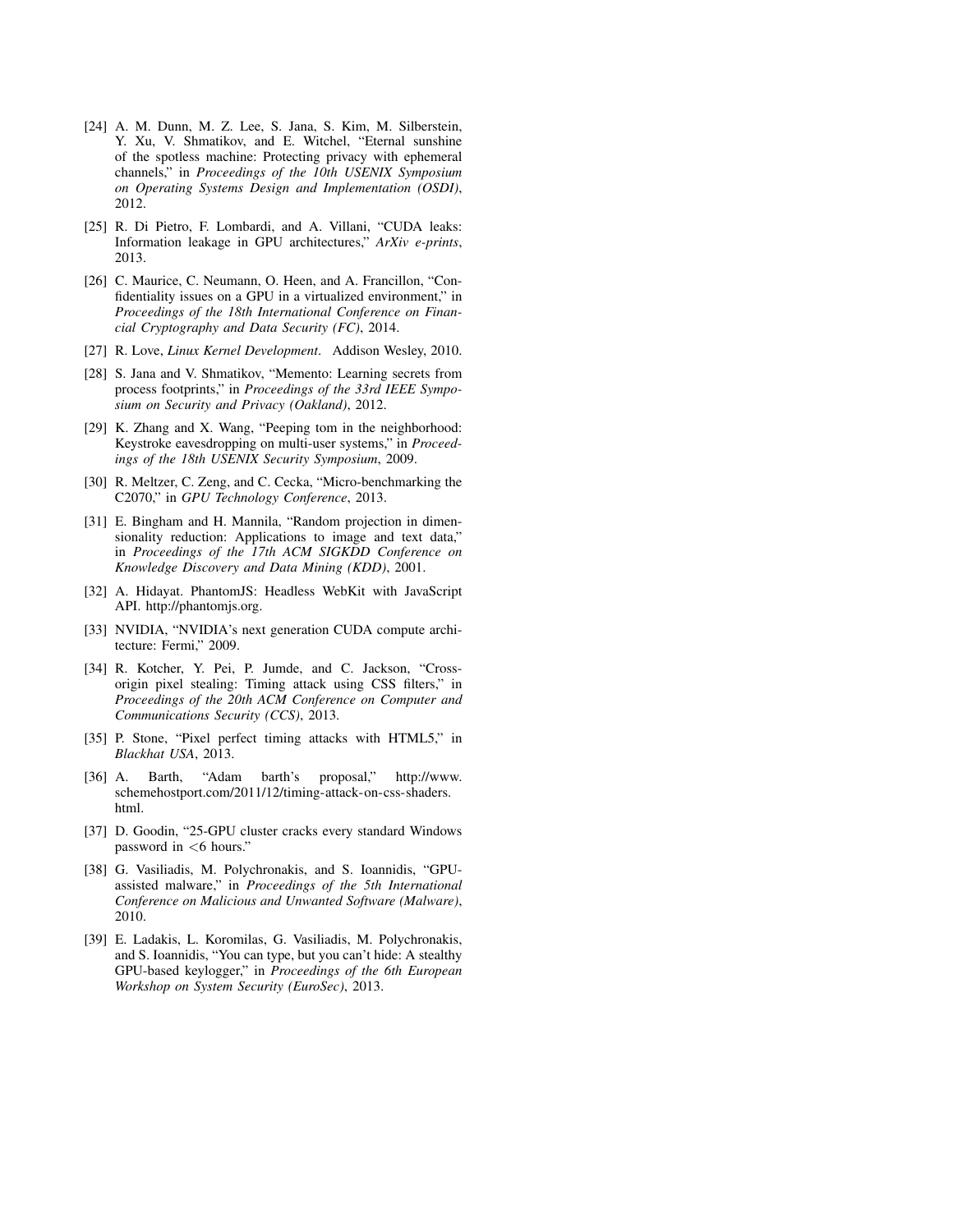[24] A. M. Dunn, M. Z. Lee, S. Jana, S. Kim, M. Silberstein, Y. Xu, V. Shmatikov, and E. Witchel, "Eternal sunshine of the spotless machine: Protecting privacy with ephemeral channels," in *Proceedings of the 10th USENIX Symposium on Operating Systems Design and Implementation (OSDI)*, 2012.

[25] R. Di Pietro, F. Lombardi, and A. Villani, "CUDA leaks: Information leakage in GPU architectures," *ArXiv e-prints*, 2013.

[26] C. Maurice, C. Neumann, O. Heen, and A. Francillon, "Confidentiality issues on a GPU in a virtualized environment," in *Proceedings of the 18th International Conference on Financial Cryptography and Data Security (FC)*, 2014.

[27] R. Love, *Linux Kernel Development*. Addison Wesley, 2010.

[28] S. Jana and V. Shmatikov, "Memento: Learning secrets from process footprints," in *Proceedings of the 33rd IEEE Symposium on Security and Privacy (Oakland)*, 2012.

[29] K. Zhang and X. Wang, "Peeping tom in the neighborhood: Keystroke eavesdropping on multi-user systems," in *Proceedings of the 18th USENIX Security Symposium*, 2009.

[30] R. Meltzer, C. Zeng, and C. Cecka, "Micro-benchmarking the C2070," in *GPU Technology Conference*, 2013.

[31] E. Bingham and H. Mannila, "Random projection in dimensionality reduction: Applications to image and text data," in *Proceedings of the 17th ACM SIGKDD Conference on Knowledge Discovery and Data Mining (KDD)*, 2001.

[32] A. Hidayat. PhantomJS: Headless WebKit with JavaScript API. http://phantomjs.org.

[33] NVIDIA, "NVIDIA's next generation CUDA compute architecture: Fermi," 2009.

[34] R. Kotcher, Y. Pei, P. Jumde, and C. Jackson, "Cross-origin pixel stealing: Timing attack using CSS filters," in *Proceedings of the 20th ACM Conference on Computer and Communications Security (CCS)*, 2013.

[35] P. Stone, "Pixel perfect timing attacks with HTML5," in *Blackhat USA*, 2013.

[36] A. Barth, "Adam barth's proposal," http://www.schemehostport.com/2011/12/timing-attack-on-css-shaders.html.

[37] D. Goodin, "25-GPU cluster cracks every standard Windows password in <6 hours."

[38] G. Vasiliadis, M. Polychronakis, and S. Ioannidis, "GPU-assisted malware," in *Proceedings of the 5th International Conference on Malicious and Unwanted Software (Malware)*, 2010.

[39] E. Ladakis, L. Koromilas, G. Vasiliadis, M. Polychronakis, and S. Ioannidis, "You can type, but you can't hide: A stealthy GPU-based keylogger," in *Proceedings of the 6th European Workshop on System Security (EuroSec)*, 2013.